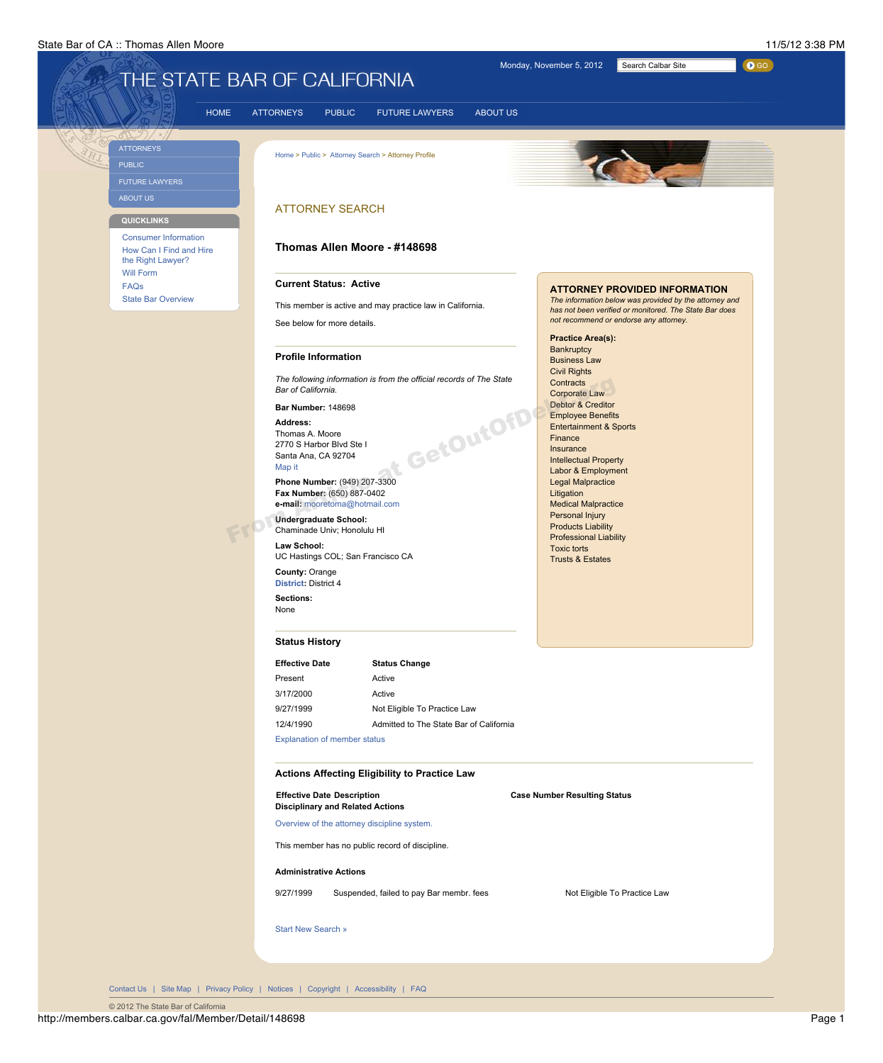# THE STATE BAR OF CALIFORNIA

Monday, November 5, 2012

HOME | ATTORNEYS | PUBLIC | FUTURE LAWYERS | ABOUT US

- ATTORNEYS
- PUBLIC
- FUTURE LAWYERS
- ABOUT US

**QUICKLINKS**

- Consumer Information
- How Can I Find and Hire the Right Lawyer?
- Will Form
- FAQs
- State Bar Overview

Home > Public > Attorney Search > Attorney Profile

## ATTORNEY SEARCH

### Thomas Allen Moore - #148698

**Current Status: Active**

This member is active and may practice law in California.

See below for more details.

**Profile Information**

*The following information is from the official records of The State Bar of California.*

**Bar Number:** 148698

**Address:**
Thomas A. Moore
2770 S Harbor Blvd Ste I
Santa Ana, CA 92704
Map it

**Phone Number:** (949) 207-3300
**Fax Number:** (650) 887-0402
**e-mail:** mooretoma@hotmail.com

**Undergraduate School:**
Chaminade Univ; Honolulu HI

**Law School:**
UC Hastings COL; San Francisco CA

**County:** Orange
**District:** District 4

**Sections:**
None

**ATTORNEY PROVIDED INFORMATION**

*The information below was provided by the attorney and has not been verified or monitored. The State Bar does not recommend or endorse any attorney.*

**Practice Area(s):**
- Bankruptcy
- Business Law
- Civil Rights
- Contracts
- Corporate Law
- Debtor & Creditor
- Employee Benefits
- Entertainment & Sports
- Finance
- Insurance
- Intellectual Property
- Labor & Employment
- Legal Malpractice
- Litigation
- Medical Malpractice
- Personal Injury
- Products Liability
- Professional Liability
- Toxic torts
- Trusts & Estates

**Status History**

| Effective Date | Status Change |
|---|---|
| Present | Active |
| 3/17/2000 | Active |
| 9/27/1999 | Not Eligible To Practice Law |
| 12/4/1990 | Admitted to The State Bar of California |

Explanation of member status

**Actions Affecting Eligibility to Practice Law**

| Effective Date | Description | Case Number | Resulting Status |
|---|---|---|---|
| **Disciplinary and Related Actions** | | | |

Overview of the attorney discipline system.

This member has no public record of discipline.

**Administrative Actions**

| Effective Date | Description | Case Number | Resulting Status |
|---|---|---|---|
| 9/27/1999 | Suspended, failed to pay Bar membr. fees | | Not Eligible To Practice Law |

Start New Search »

Contact Us | Site Map | Privacy Policy | Notices | Copyright | Accessibility | FAQ

© 2012 The State Bar of California